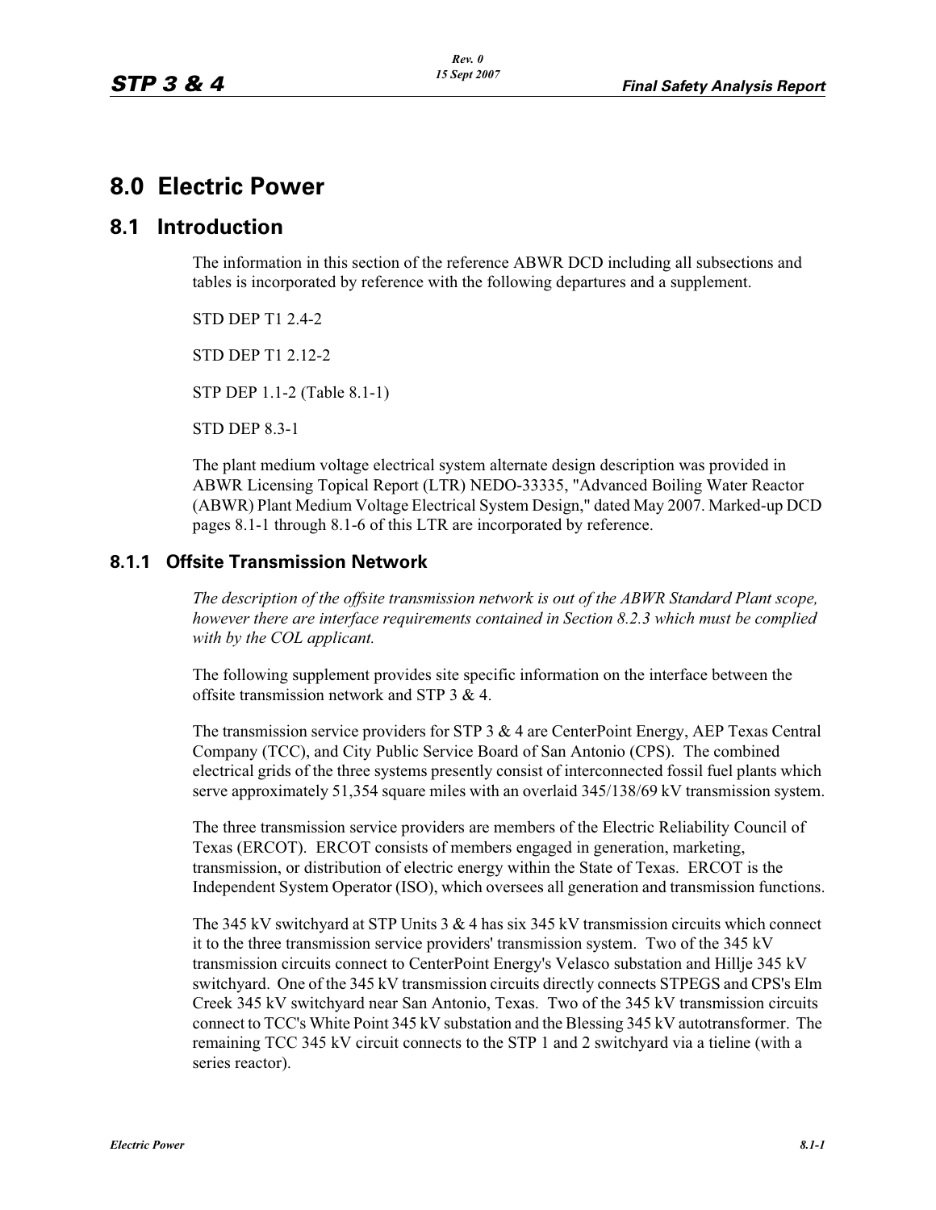# 8.0 Electric Power

## 8.1 Introduction

The information in this section of the reference ABWR DCD including all subsections and tables is incorporated by reference with the following departures and a supplement.

STD DEP T1 2.4-2

STD DEP T1 2.12-2

STP DEP 1.1-2 (Table 8.1-1)

STD DEP 8.3-1

The plant medium voltage electrical system alternate design description was provided in ABWR Licensing Topical Report (LTR) NEDO-33335, "Advanced Boiling Water Reactor (ABWR) Plant Medium Voltage Electrical System Design," dated May 2007. Marked-up DCD pages 8.1-1 through 8.1-6 of this LTR are incorporated by reference.

### 8.1.1 Offsite Transmission Network

*The description of the offsite transmission network is out of the ABWR Standard Plant scope, however there are interface requirements contained in Section 8.2.3 which must be complied with by the COL applicant.*

The following supplement provides site specific information on the interface between the offsite transmission network and STP 3 & 4.

The transmission service providers for STP 3 & 4 are CenterPoint Energy, AEP Texas Central Company (TCC), and City Public Service Board of San Antonio (CPS). The combined electrical grids of the three systems presently consist of interconnected fossil fuel plants which serve approximately 51,354 square miles with an overlaid 345/138/69 kV transmission system.

The three transmission service providers are members of the Electric Reliability Council of Texas (ERCOT). ERCOT consists of members engaged in generation, marketing, transmission, or distribution of electric energy within the State of Texas. ERCOT is the Independent System Operator (ISO), which oversees all generation and transmission functions.

The 345 kV switchyard at STP Units 3 & 4 has six 345 kV transmission circuits which connect it to the three transmission service providers' transmission system. Two of the 345 kV transmission circuits connect to CenterPoint Energy's Velasco substation and Hillje 345 kV switchyard. One of the 345 kV transmission circuits directly connects STPEGS and CPS's Elm Creek 345 kV switchyard near San Antonio, Texas. Two of the 345 kV transmission circuits connect to TCC's White Point 345 kV substation and the Blessing 345 kV autotransformer. The remaining TCC 345 kV circuit connects to the STP 1 and 2 switchyard via a tieline (with a series reactor).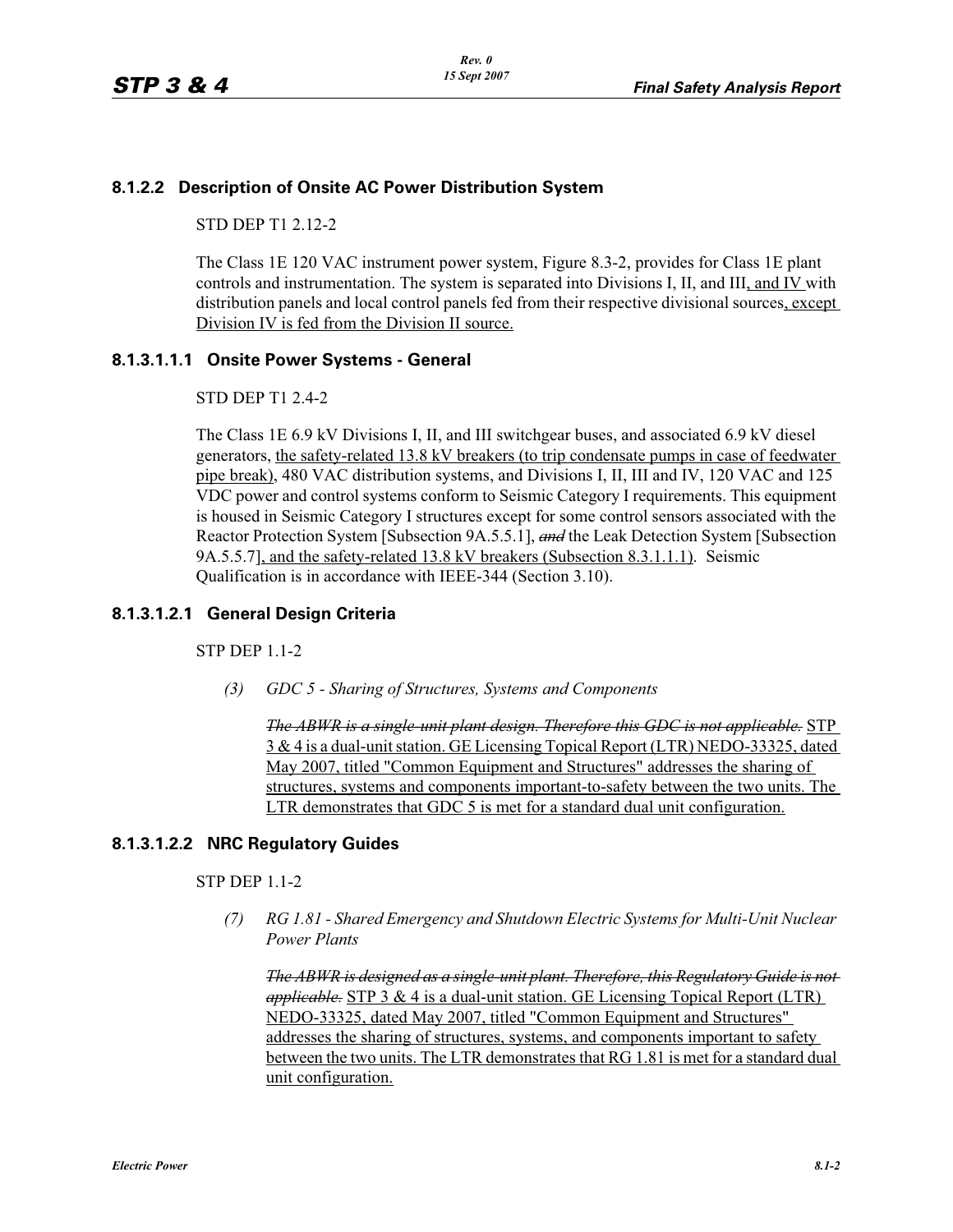### 8.1.2.2 Description of Onsite AC Power Distribution System

STD DEP T1 2.12-2

The Class 1E 120 VAC instrument power system, Figure 8.3-2, provides for Class 1E plant controls and instrumentation. The system is separated into Divisions I, II, and III, and IV with distribution panels and local control panels fed from their respective divisional sources, except Division IV is fed from the Division II source.

#### 8.1.3.1.1.1 Onsite Power Systems - General

STD DEP T1 2.4-2

The Class 1E 6.9 kV Divisions I, II, and III switchgear buses, and associated 6.9 kV diesel generators, the safety-related 13.8 kV breakers (to trip condensate pumps in case of feedwater pipe break), 480 VAC distribution systems, and Divisions I, II, III and IV, 120 VAC and 125 VDC power and control systems conform to Seismic Category I requirements. This equipment is housed in Seismic Category I structures except for some control sensors associated with the Reactor Protection System [Subsection 9A.5.5.1], ~~*and*~~ the Leak Detection System [Subsection 9A.5.5.7], and the safety-related 13.8 kV breakers (Subsection 8.3.1.1.1). Seismic Qualification is in accordance with IEEE-344 (Section 3.10).

#### 8.1.3.1.2.1 General Design Criteria

STP DEP 1.1-2

*(3) GDC 5 - Sharing of Structures, Systems and Components*

~~*The ABWR is a single-unit plant design. Therefore this GDC is not applicable.*~~ STP 3 & 4 is a dual-unit station. GE Licensing Topical Report (LTR) NEDO-33325, dated May 2007, titled "Common Equipment and Structures" addresses the sharing of structures, systems and components important-to-safety between the two units. The LTR demonstrates that GDC 5 is met for a standard dual unit configuration.

#### 8.1.3.1.2.2 NRC Regulatory Guides

STP DEP 1.1-2

*(7) RG 1.81 - Shared Emergency and Shutdown Electric Systems for Multi-Unit Nuclear Power Plants*

~~*The ABWR is designed as a single-unit plant. Therefore, this Regulatory Guide is not applicable.*~~ STP 3 & 4 is a dual-unit station. GE Licensing Topical Report (LTR) NEDO-33325, dated May 2007, titled "Common Equipment and Structures" addresses the sharing of structures, systems, and components important to safety between the two units. The LTR demonstrates that RG 1.81 is met for a standard dual unit configuration.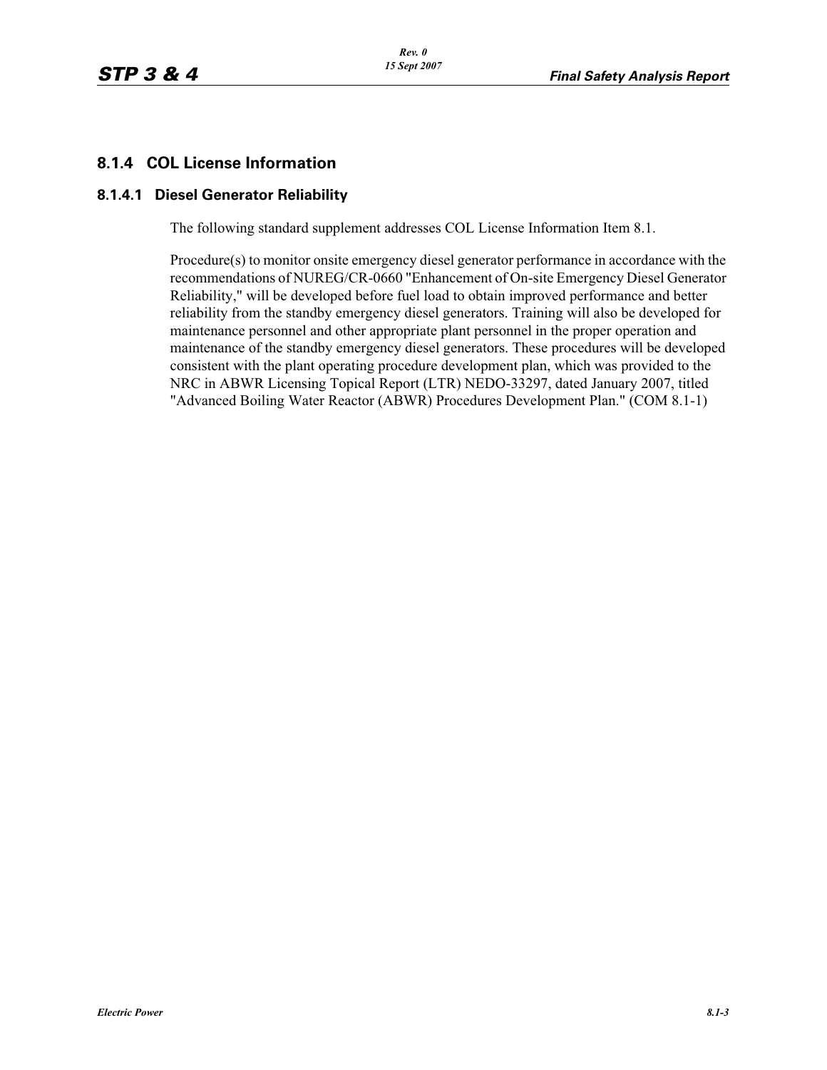## 8.1.4 COL License Information

### 8.1.4.1 Diesel Generator Reliability

The following standard supplement addresses COL License Information Item 8.1.

Procedure(s) to monitor onsite emergency diesel generator performance in accordance with the recommendations of NUREG/CR-0660 "Enhancement of On-site Emergency Diesel Generator Reliability," will be developed before fuel load to obtain improved performance and better reliability from the standby emergency diesel generators. Training will also be developed for maintenance personnel and other appropriate plant personnel in the proper operation and maintenance of the standby emergency diesel generators. These procedures will be developed consistent with the plant operating procedure development plan, which was provided to the NRC in ABWR Licensing Topical Report (LTR) NEDO-33297, dated January 2007, titled "Advanced Boiling Water Reactor (ABWR) Procedures Development Plan." (COM 8.1-1)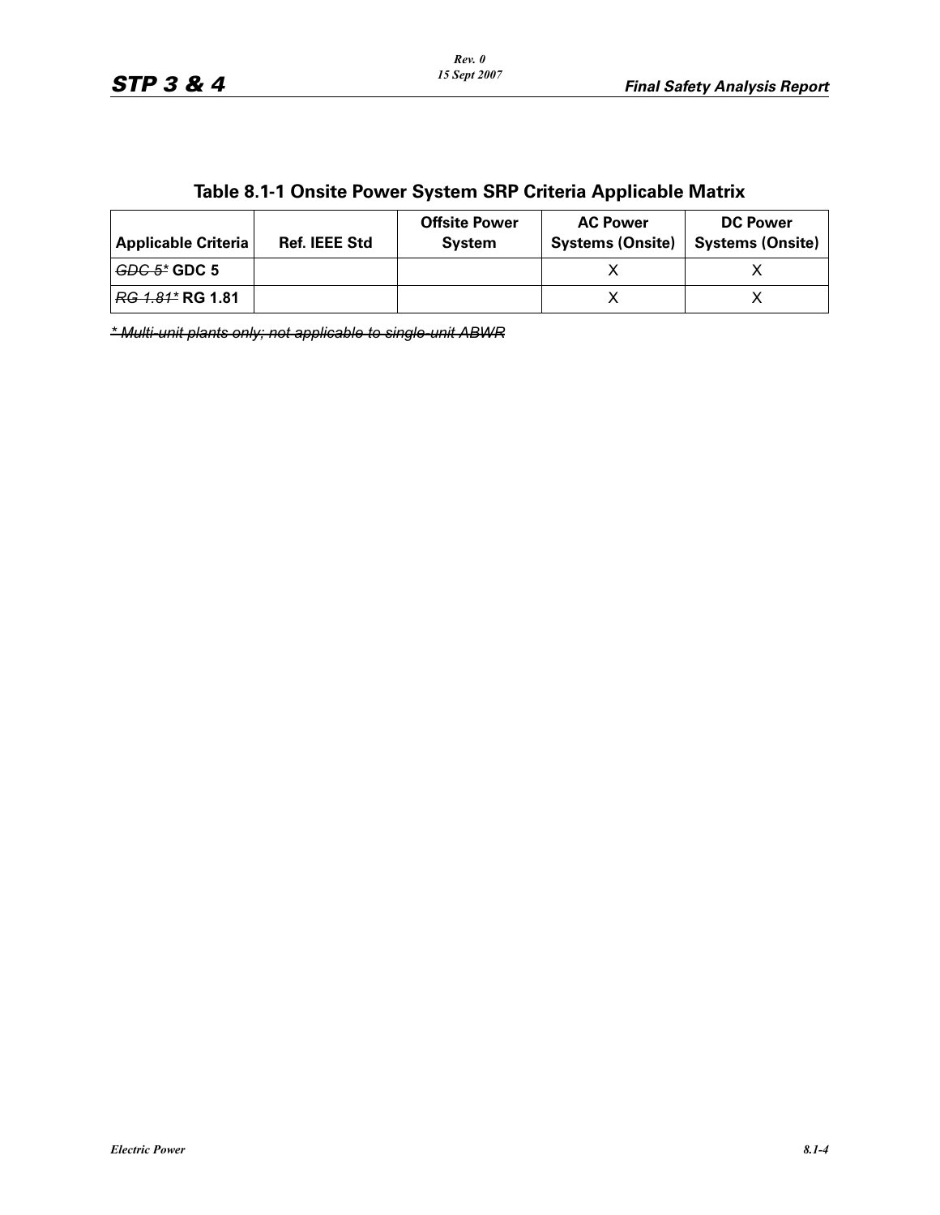## Table 8.1-1 Onsite Power System SRP Criteria Applicable Matrix

| Applicable Criteria | Ref. IEEE Std | Offsite Power System | AC Power Systems (Onsite) | DC Power Systems (Onsite) |
|---|---|---|---|---|
| ~~*GDC 5\**~~ **GDC 5** | | | X | X |
| ~~*RG 1.81\**~~ **RG 1.81** | | | X | X |

~~*\* Multi-unit plants only; not applicable to single-unit ABWR*~~